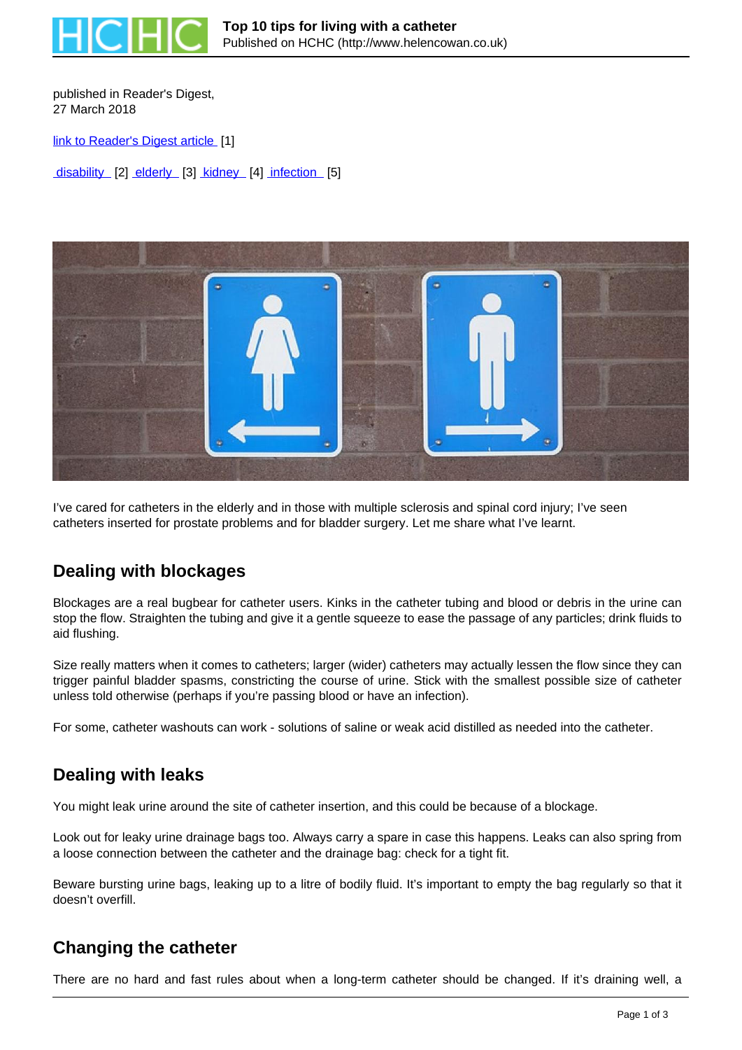published in Reader's Digest,
27 March 2018

link to Reader's Digest article [1]

disability [2] elderly [3] kidney [4] infection [5]

I've cared for catheters in the elderly and in those with multiple sclerosis and spinal cord injury; I've seen catheters inserted for prostate problems and for bladder surgery. Let me share what I've learnt.

## Dealing with blockages

Blockages are a real bugbear for catheter users. Kinks in the catheter tubing and blood or debris in the urine can stop the flow. Straighten the tubing and give it a gentle squeeze to ease the passage of any particles; drink fluids to aid flushing.

Size really matters when it comes to catheters; larger (wider) catheters may actually lessen the flow since they can trigger painful bladder spasms, constricting the course of urine. Stick with the smallest possible size of catheter unless told otherwise (perhaps if you're passing blood or have an infection).

For some, catheter washouts can work - solutions of saline or weak acid distilled as needed into the catheter.

## Dealing with leaks

You might leak urine around the site of catheter insertion, and this could be because of a blockage.

Look out for leaky urine drainage bags too. Always carry a spare in case this happens. Leaks can also spring from a loose connection between the catheter and the drainage bag: check for a tight fit.

Beware bursting urine bags, leaking up to a litre of bodily fluid. It's important to empty the bag regularly so that it doesn't overfill.

## Changing the catheter

There are no hard and fast rules about when a long-term catheter should be changed. If it's draining well, a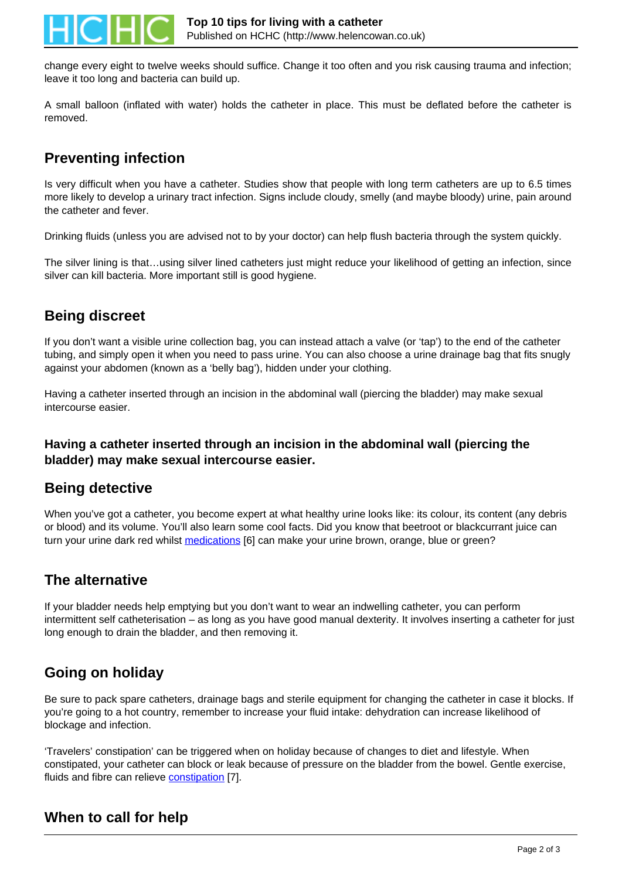change every eight to twelve weeks should suffice. Change it too often and you risk causing trauma and infection; leave it too long and bacteria can build up.

A small balloon (inflated with water) holds the catheter in place. This must be deflated before the catheter is removed.

## Preventing infection

Is very difficult when you have a catheter. Studies show that people with long term catheters are up to 6.5 times more likely to develop a urinary tract infection. Signs include cloudy, smelly (and maybe bloody) urine, pain around the catheter and fever.

Drinking fluids (unless you are advised not to by your doctor) can help flush bacteria through the system quickly.

The silver lining is that…using silver lined catheters just might reduce your likelihood of getting an infection, since silver can kill bacteria. More important still is good hygiene.

## Being discreet

If you don't want a visible urine collection bag, you can instead attach a valve (or 'tap') to the end of the catheter tubing, and simply open it when you need to pass urine. You can also choose a urine drainage bag that fits snugly against your abdomen (known as a 'belly bag'), hidden under your clothing.

Having a catheter inserted through an incision in the abdominal wall (piercing the bladder) may make sexual intercourse easier.

### Having a catheter inserted through an incision in the abdominal wall (piercing the bladder) may make sexual intercourse easier.

## Being detective

When you've got a catheter, you become expert at what healthy urine looks like: its colour, its content (any debris or blood) and its volume. You'll also learn some cool facts. Did you know that beetroot or blackcurrant juice can turn your urine dark red whilst medications [6] can make your urine brown, orange, blue or green?

## The alternative

If your bladder needs help emptying but you don't want to wear an indwelling catheter, you can perform intermittent self catheterisation – as long as you have good manual dexterity. It involves inserting a catheter for just long enough to drain the bladder, and then removing it.

## Going on holiday

Be sure to pack spare catheters, drainage bags and sterile equipment for changing the catheter in case it blocks. If you're going to a hot country, remember to increase your fluid intake: dehydration can increase likelihood of blockage and infection.

'Travelers' constipation' can be triggered when on holiday because of changes to diet and lifestyle. When constipated, your catheter can block or leak because of pressure on the bladder from the bowel. Gentle exercise, fluids and fibre can relieve constipation [7].

## When to call for help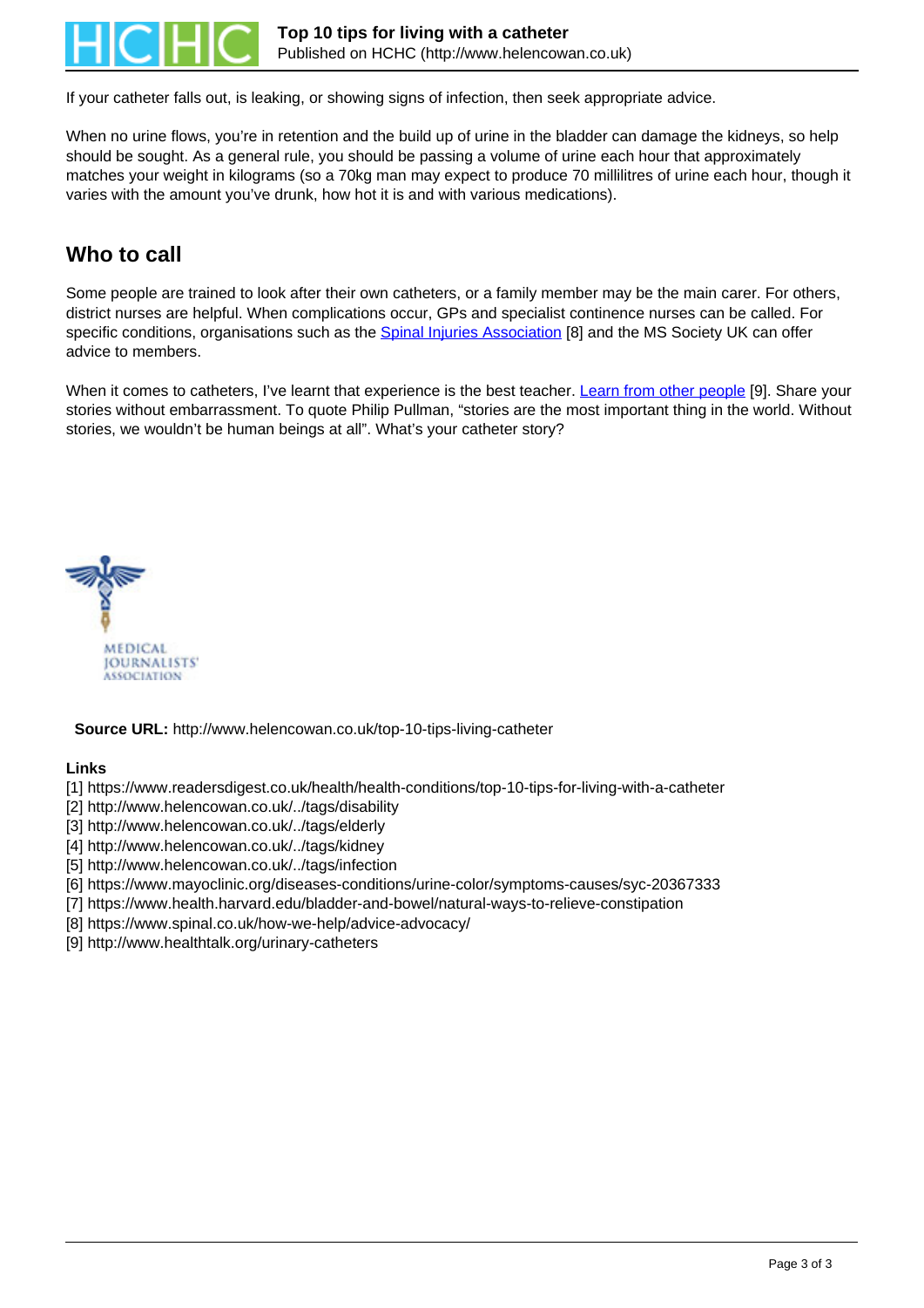If your catheter falls out, is leaking, or showing signs of infection, then seek appropriate advice.

When no urine flows, you're in retention and the build up of urine in the bladder can damage the kidneys, so help should be sought. As a general rule, you should be passing a volume of urine each hour that approximately matches your weight in kilograms (so a 70kg man may expect to produce 70 millilitres of urine each hour, though it varies with the amount you've drunk, how hot it is and with various medications).

## Who to call

Some people are trained to look after their own catheters, or a family member may be the main carer. For others, district nurses are helpful. When complications occur, GPs and specialist continence nurses can be called. For specific conditions, organisations such as the Spinal Injuries Association [8] and the MS Society UK can offer advice to members.

When it comes to catheters, I've learnt that experience is the best teacher. Learn from other people [9]. Share your stories without embarrassment. To quote Philip Pullman, "stories are the most important thing in the world. Without stories, we wouldn't be human beings at all". What's your catheter story?

MEDICAL JOURNALISTS' ASSOCIATION

**Source URL:** http://www.helencowan.co.uk/top-10-tips-living-catheter

**Links**

[1] https://www.readersdigest.co.uk/health/health-conditions/top-10-tips-for-living-with-a-catheter
[2] http://www.helencowan.co.uk/../tags/disability
[3] http://www.helencowan.co.uk/../tags/elderly
[4] http://www.helencowan.co.uk/../tags/kidney
[5] http://www.helencowan.co.uk/../tags/infection
[6] https://www.mayoclinic.org/diseases-conditions/urine-color/symptoms-causes/syc-20367333
[7] https://www.health.harvard.edu/bladder-and-bowel/natural-ways-to-relieve-constipation
[8] https://www.spinal.co.uk/how-we-help/advice-advocacy/
[9] http://www.healthtalk.org/urinary-catheters